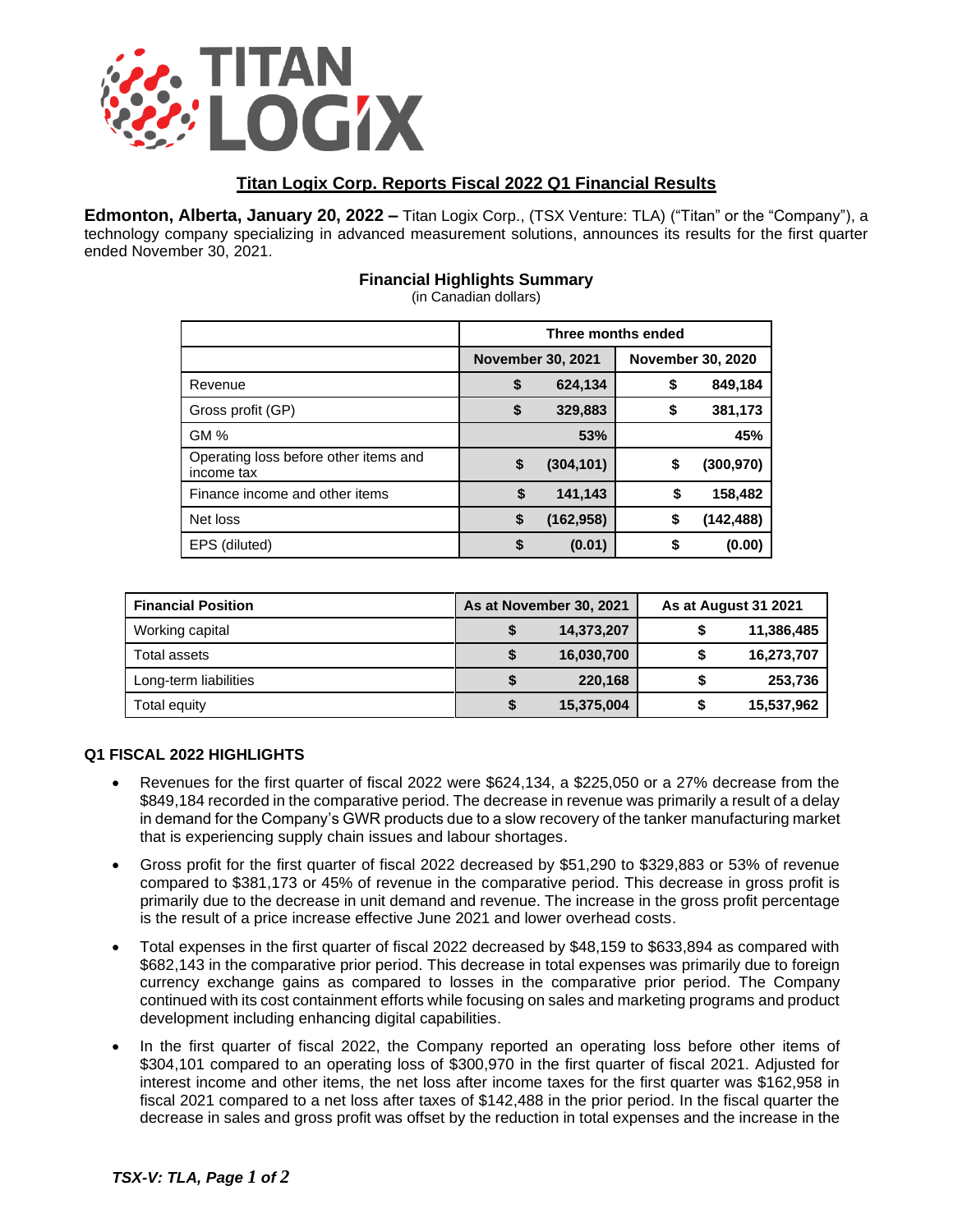# Titan Logix Corp. Reports Fiscal 2022 Q1 Financial Results

**Edmonton, Alberta, January 20, 2022 –** Titan Logix Corp., (TSX Venture: TLA) ("Titan" or the "Company"), a technology company specializing in advanced measurement solutions, announces its results for the first quarter ended November 30, 2021.

**Financial Highlights Summary**
(in Canadian dollars)

| | Three months ended | |
|---|---|---|
| | **November 30, 2021** | **November 30, 2020** |
| Revenue | **$ 624,134** | **$ 849,184** |
| Gross profit (GP) | **$ 329,883** | **$ 381,173** |
| GM % | **53%** | **45%** |
| Operating loss before other items and income tax | **$ (304,101)** | **$ (300,970)** |
| Finance income and other items | **$ 141,143** | **$ 158,482** |
| Net loss | **$ (162,958)** | **$ (142,488)** |
| EPS (diluted) | **$ (0.01)** | **$ (0.00)** |

| **Financial Position** | **As at November 30, 2021** | **As at August 31 2021** |
|---|---|---|
| Working capital | **$ 14,373,207** | **$ 11,386,485** |
| Total assets | **$ 16,030,700** | **$ 16,273,707** |
| Long-term liabilities | **$ 220,168** | **$ 253,736** |
| Total equity | **$ 15,375,004** | **$ 15,537,962** |

## Q1 FISCAL 2022 HIGHLIGHTS

- Revenues for the first quarter of fiscal 2022 were $624,134, a $225,050 or a 27% decrease from the $849,184 recorded in the comparative period. The decrease in revenue was primarily a result of a delay in demand for the Company's GWR products due to a slow recovery of the tanker manufacturing market that is experiencing supply chain issues and labour shortages.
- Gross profit for the first quarter of fiscal 2022 decreased by $51,290 to $329,883 or 53% of revenue compared to $381,173 or 45% of revenue in the comparative period. This decrease in gross profit is primarily due to the decrease in unit demand and revenue. The increase in the gross profit percentage is the result of a price increase effective June 2021 and lower overhead costs.
- Total expenses in the first quarter of fiscal 2022 decreased by $48,159 to $633,894 as compared with $682,143 in the comparative prior period. This decrease in total expenses was primarily due to foreign currency exchange gains as compared to losses in the comparative prior period. The Company continued with its cost containment efforts while focusing on sales and marketing programs and product development including enhancing digital capabilities.
- In the first quarter of fiscal 2022, the Company reported an operating loss before other items of $304,101 compared to an operating loss of $300,970 in the first quarter of fiscal 2021. Adjusted for interest income and other items, the net loss after income taxes for the first quarter was $162,958 in fiscal 2021 compared to a net loss after taxes of $142,488 in the prior period. In the fiscal quarter the decrease in sales and gross profit was offset by the reduction in total expenses and the increase in the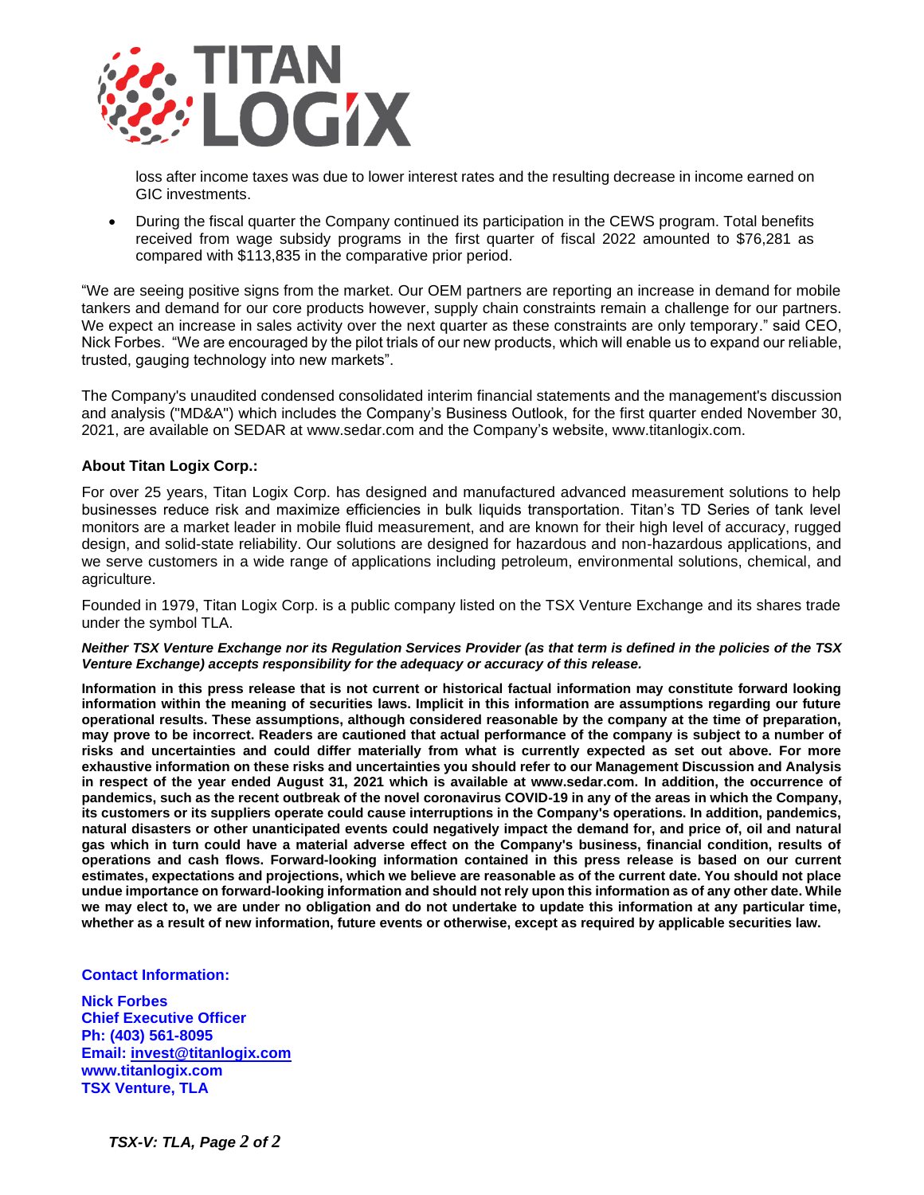loss after income taxes was due to lower interest rates and the resulting decrease in income earned on GIC investments.

- During the fiscal quarter the Company continued its participation in the CEWS program. Total benefits received from wage subsidy programs in the first quarter of fiscal 2022 amounted to $76,281 as compared with $113,835 in the comparative prior period.

"We are seeing positive signs from the market. Our OEM partners are reporting an increase in demand for mobile tankers and demand for our core products however, supply chain constraints remain a challenge for our partners. We expect an increase in sales activity over the next quarter as these constraints are only temporary." said CEO, Nick Forbes. "We are encouraged by the pilot trials of our new products, which will enable us to expand our reliable, trusted, gauging technology into new markets".

The Company's unaudited condensed consolidated interim financial statements and the management's discussion and analysis ("MD&A") which includes the Company's Business Outlook, for the first quarter ended November 30, 2021, are available on SEDAR at www.sedar.com and the Company's website, www.titanlogix.com.

**About Titan Logix Corp.:**

For over 25 years, Titan Logix Corp. has designed and manufactured advanced measurement solutions to help businesses reduce risk and maximize efficiencies in bulk liquids transportation. Titan's TD Series of tank level monitors are a market leader in mobile fluid measurement, and are known for their high level of accuracy, rugged design, and solid-state reliability. Our solutions are designed for hazardous and non-hazardous applications, and we serve customers in a wide range of applications including petroleum, environmental solutions, chemical, and agriculture.

Founded in 1979, Titan Logix Corp. is a public company listed on the TSX Venture Exchange and its shares trade under the symbol TLA.

***Neither TSX Venture Exchange nor its Regulation Services Provider (as that term is defined in the policies of the TSX Venture Exchange) accepts responsibility for the adequacy or accuracy of this release.***

**Information in this press release that is not current or historical factual information may constitute forward looking information within the meaning of securities laws. Implicit in this information are assumptions regarding our future operational results. These assumptions, although considered reasonable by the company at the time of preparation, may prove to be incorrect. Readers are cautioned that actual performance of the company is subject to a number of risks and uncertainties and could differ materially from what is currently expected as set out above. For more exhaustive information on these risks and uncertainties you should refer to our Management Discussion and Analysis in respect of the year ended August 31, 2021 which is available at www.sedar.com. In addition, the occurrence of pandemics, such as the recent outbreak of the novel coronavirus COVID-19 in any of the areas in which the Company, its customers or its suppliers operate could cause interruptions in the Company's operations. In addition, pandemics, natural disasters or other unanticipated events could negatively impact the demand for, and price of, oil and natural gas which in turn could have a material adverse effect on the Company's business, financial condition, results of operations and cash flows. Forward-looking information contained in this press release is based on our current estimates, expectations and projections, which we believe are reasonable as of the current date. You should not place undue importance on forward-looking information and should not rely upon this information as of any other date. While we may elect to, we are under no obligation and do not undertake to update this information at any particular time, whether as a result of new information, future events or otherwise, except as required by applicable securities law.**

**Contact Information:**

**Nick Forbes**
**Chief Executive Officer**
**Ph: (403) 561-8095**
**Email: invest@titanlogix.com**
**www.titanlogix.com**
**TSX Venture, TLA**